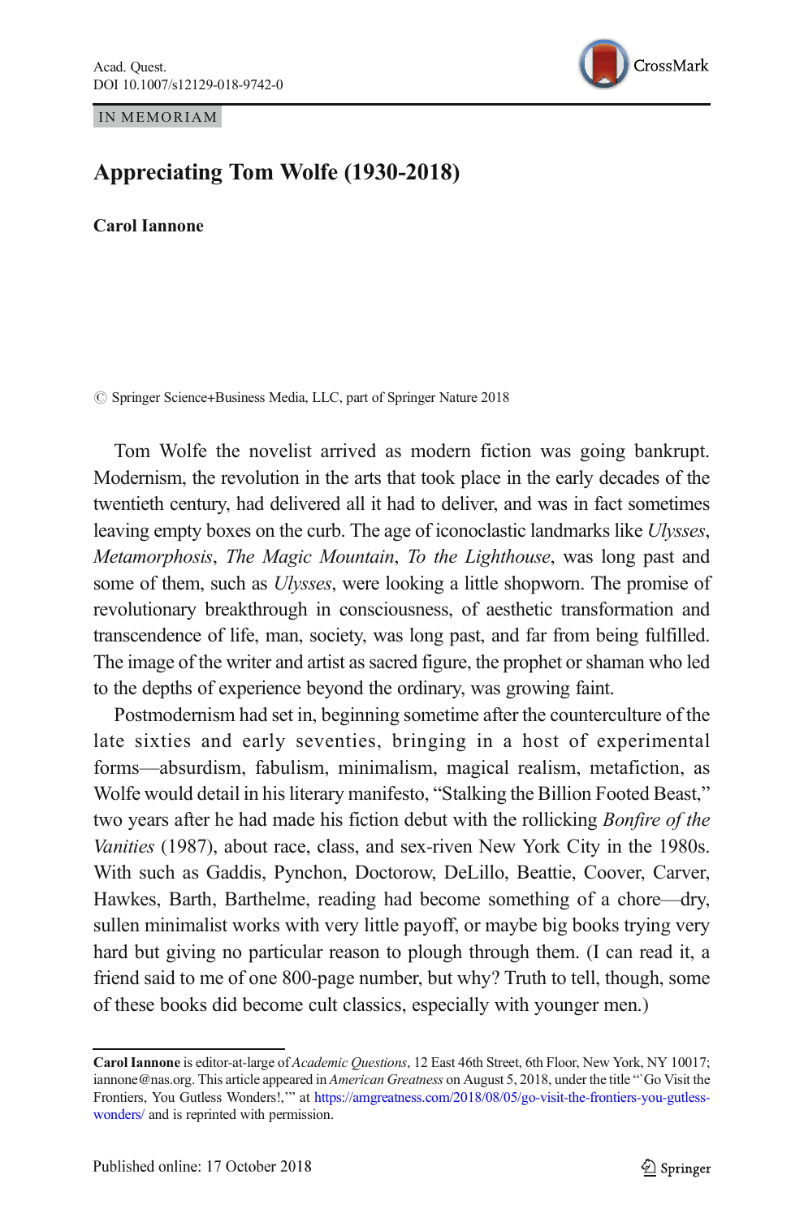IN MEMORIAM

# Appreciating Tom Wolfe (1930-2018)

**Carol Iannone**

© Springer Science+Business Media, LLC, part of Springer Nature 2018

Tom Wolfe the novelist arrived as modern fiction was going bankrupt. Modernism, the revolution in the arts that took place in the early decades of the twentieth century, had delivered all it had to deliver, and was in fact sometimes leaving empty boxes on the curb. The age of iconoclastic landmarks like *Ulysses*, *Metamorphosis*, *The Magic Mountain*, *To the Lighthouse*, was long past and some of them, such as *Ulysses*, were looking a little shopworn. The promise of revolutionary breakthrough in consciousness, of aesthetic transformation and transcendence of life, man, society, was long past, and far from being fulfilled. The image of the writer and artist as sacred figure, the prophet or shaman who led to the depths of experience beyond the ordinary, was growing faint.

Postmodernism had set in, beginning sometime after the counterculture of the late sixties and early seventies, bringing in a host of experimental forms—absurdism, fabulism, minimalism, magical realism, metafiction, as Wolfe would detail in his literary manifesto, "Stalking the Billion Footed Beast," two years after he had made his fiction debut with the rollicking *Bonfire of the Vanities* (1987), about race, class, and sex-riven New York City in the 1980s. With such as Gaddis, Pynchon, Doctorow, DeLillo, Beattie, Coover, Carver, Hawkes, Barth, Barthelme, reading had become something of a chore—dry, sullen minimalist works with very little payoff, or maybe big books trying very hard but giving no particular reason to plough through them. (I can read it, a friend said to me of one 800-page number, but why? Truth to tell, though, some of these books did become cult classics, especially with younger men.)

---

**Carol Iannone** is editor-at-large of *Academic Questions*, 12 East 46th Street, 6th Floor, New York, NY 10017; iannone@nas.org. This article appeared in *American Greatness* on August 5, 2018, under the title "'Go Visit the Frontiers, You Gutless Wonders!,'" at https://amgreatness.com/2018/08/05/go-visit-the-frontiers-you-gutless-wonders/ and is reprinted with permission.

Published online: 17 October 2018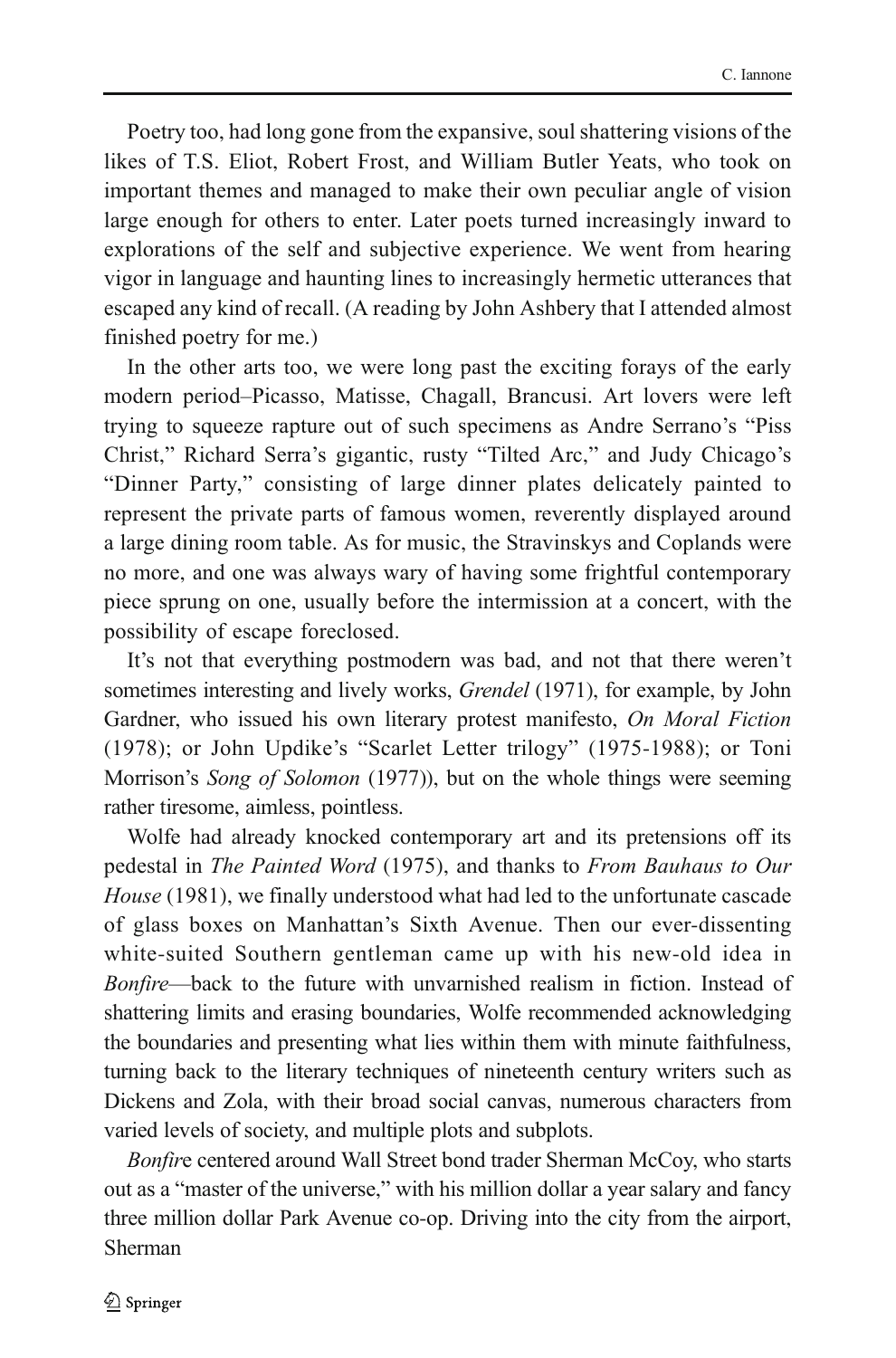Poetry too, had long gone from the expansive, soul shattering visions of the likes of T.S. Eliot, Robert Frost, and William Butler Yeats, who took on important themes and managed to make their own peculiar angle of vision large enough for others to enter. Later poets turned increasingly inward to explorations of the self and subjective experience. We went from hearing vigor in language and haunting lines to increasingly hermetic utterances that escaped any kind of recall. (A reading by John Ashbery that I attended almost finished poetry for me.)

In the other arts too, we were long past the exciting forays of the early modern period–Picasso, Matisse, Chagall, Brancusi. Art lovers were left trying to squeeze rapture out of such specimens as Andre Serrano's "Piss Christ," Richard Serra's gigantic, rusty "Tilted Arc," and Judy Chicago's "Dinner Party," consisting of large dinner plates delicately painted to represent the private parts of famous women, reverently displayed around a large dining room table. As for music, the Stravinskys and Coplands were no more, and one was always wary of having some frightful contemporary piece sprung on one, usually before the intermission at a concert, with the possibility of escape foreclosed.

It's not that everything postmodern was bad, and not that there weren't sometimes interesting and lively works, *Grendel* (1971), for example, by John Gardner, who issued his own literary protest manifesto, *On Moral Fiction* (1978); or John Updike's "Scarlet Letter trilogy" (1975-1988); or Toni Morrison's *Song of Solomon* (1977)), but on the whole things were seeming rather tiresome, aimless, pointless.

Wolfe had already knocked contemporary art and its pretensions off its pedestal in *The Painted Word* (1975), and thanks to *From Bauhaus to Our House* (1981), we finally understood what had led to the unfortunate cascade of glass boxes on Manhattan's Sixth Avenue. Then our ever-dissenting white-suited Southern gentleman came up with his new-old idea in *Bonfire*—back to the future with unvarnished realism in fiction. Instead of shattering limits and erasing boundaries, Wolfe recommended acknowledging the boundaries and presenting what lies within them with minute faithfulness, turning back to the literary techniques of nineteenth century writers such as Dickens and Zola, with their broad social canvas, numerous characters from varied levels of society, and multiple plots and subplots.

*Bonfire* centered around Wall Street bond trader Sherman McCoy, who starts out as a "master of the universe," with his million dollar a year salary and fancy three million dollar Park Avenue co-op. Driving into the city from the airport, Sherman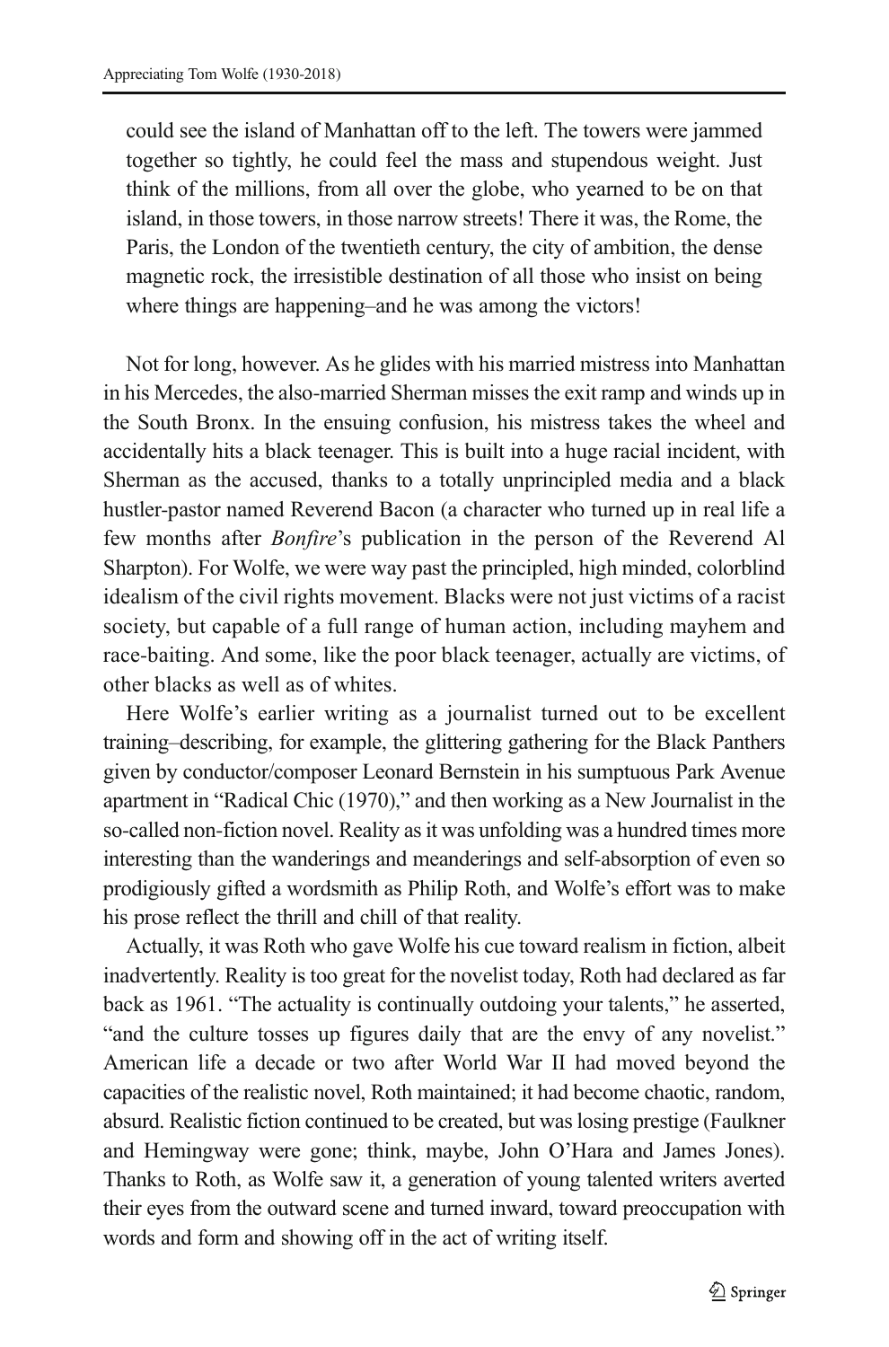> could see the island of Manhattan off to the left. The towers were jammed together so tightly, he could feel the mass and stupendous weight. Just think of the millions, from all over the globe, who yearned to be on that island, in those towers, in those narrow streets! There it was, the Rome, the Paris, the London of the twentieth century, the city of ambition, the dense magnetic rock, the irresistible destination of all those who insist on being where things are happening–and he was among the victors!

Not for long, however. As he glides with his married mistress into Manhattan in his Mercedes, the also-married Sherman misses the exit ramp and winds up in the South Bronx. In the ensuing confusion, his mistress takes the wheel and accidentally hits a black teenager. This is built into a huge racial incident, with Sherman as the accused, thanks to a totally unprincipled media and a black hustler-pastor named Reverend Bacon (a character who turned up in real life a few months after *Bonfire*'s publication in the person of the Reverend Al Sharpton). For Wolfe, we were way past the principled, high minded, colorblind idealism of the civil rights movement. Blacks were not just victims of a racist society, but capable of a full range of human action, including mayhem and race-baiting. And some, like the poor black teenager, actually are victims, of other blacks as well as of whites.

Here Wolfe's earlier writing as a journalist turned out to be excellent training–describing, for example, the glittering gathering for the Black Panthers given by conductor/composer Leonard Bernstein in his sumptuous Park Avenue apartment in "Radical Chic (1970)," and then working as a New Journalist in the so-called non-fiction novel. Reality as it was unfolding was a hundred times more interesting than the wanderings and meanderings and self-absorption of even so prodigiously gifted a wordsmith as Philip Roth, and Wolfe's effort was to make his prose reflect the thrill and chill of that reality.

Actually, it was Roth who gave Wolfe his cue toward realism in fiction, albeit inadvertently. Reality is too great for the novelist today, Roth had declared as far back as 1961. "The actuality is continually outdoing your talents," he asserted, "and the culture tosses up figures daily that are the envy of any novelist." American life a decade or two after World War II had moved beyond the capacities of the realistic novel, Roth maintained; it had become chaotic, random, absurd. Realistic fiction continued to be created, but was losing prestige (Faulkner and Hemingway were gone; think, maybe, John O'Hara and James Jones). Thanks to Roth, as Wolfe saw it, a generation of young talented writers averted their eyes from the outward scene and turned inward, toward preoccupation with words and form and showing off in the act of writing itself.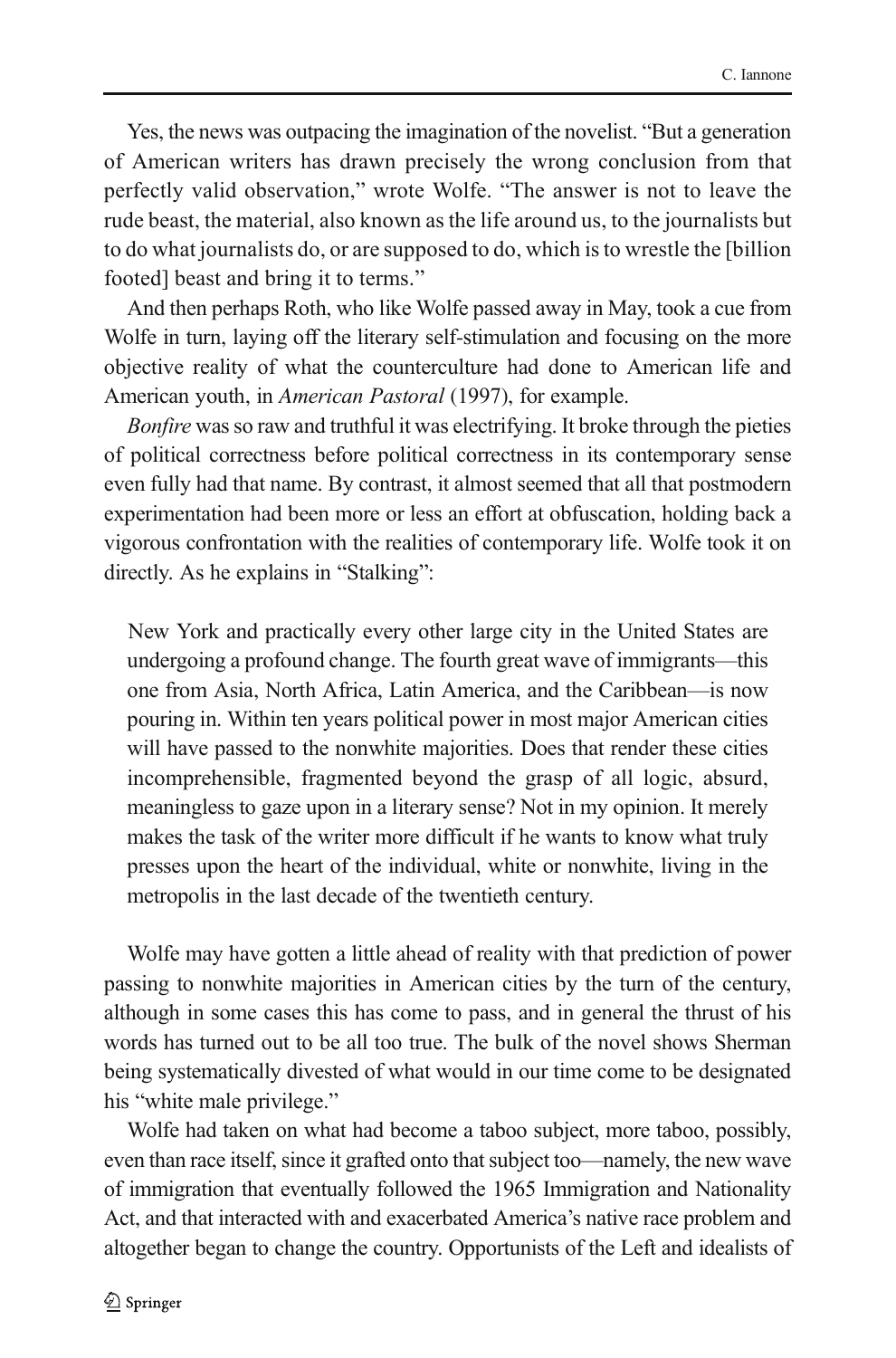Yes, the news was outpacing the imagination of the novelist. "But a generation of American writers has drawn precisely the wrong conclusion from that perfectly valid observation," wrote Wolfe. "The answer is not to leave the rude beast, the material, also known as the life around us, to the journalists but to do what journalists do, or are supposed to do, which is to wrestle the [billion footed] beast and bring it to terms."

And then perhaps Roth, who like Wolfe passed away in May, took a cue from Wolfe in turn, laying off the literary self-stimulation and focusing on the more objective reality of what the counterculture had done to American life and American youth, in *American Pastoral* (1997), for example.

*Bonfire* was so raw and truthful it was electrifying. It broke through the pieties of political correctness before political correctness in its contemporary sense even fully had that name. By contrast, it almost seemed that all that postmodern experimentation had been more or less an effort at obfuscation, holding back a vigorous confrontation with the realities of contemporary life. Wolfe took it on directly. As he explains in "Stalking":

> New York and practically every other large city in the United States are undergoing a profound change. The fourth great wave of immigrants—this one from Asia, North Africa, Latin America, and the Caribbean—is now pouring in. Within ten years political power in most major American cities will have passed to the nonwhite majorities. Does that render these cities incomprehensible, fragmented beyond the grasp of all logic, absurd, meaningless to gaze upon in a literary sense? Not in my opinion. It merely makes the task of the writer more difficult if he wants to know what truly presses upon the heart of the individual, white or nonwhite, living in the metropolis in the last decade of the twentieth century.

Wolfe may have gotten a little ahead of reality with that prediction of power passing to nonwhite majorities in American cities by the turn of the century, although in some cases this has come to pass, and in general the thrust of his words has turned out to be all too true. The bulk of the novel shows Sherman being systematically divested of what would in our time come to be designated his "white male privilege."

Wolfe had taken on what had become a taboo subject, more taboo, possibly, even than race itself, since it grafted onto that subject too—namely, the new wave of immigration that eventually followed the 1965 Immigration and Nationality Act, and that interacted with and exacerbated America's native race problem and altogether began to change the country. Opportunists of the Left and idealists of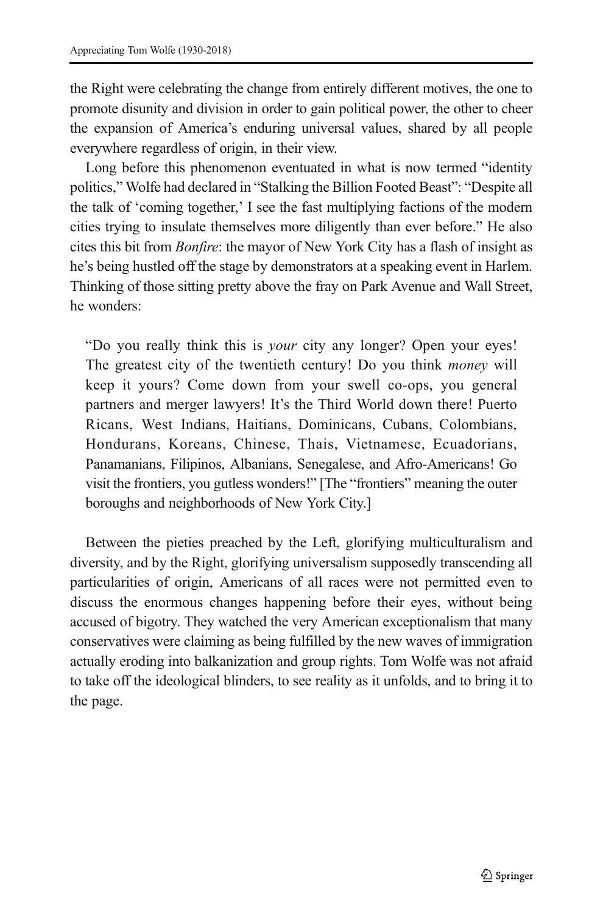the Right were celebrating the change from entirely different motives, the one to promote disunity and division in order to gain political power, the other to cheer the expansion of America's enduring universal values, shared by all people everywhere regardless of origin, in their view.

Long before this phenomenon eventuated in what is now termed "identity politics," Wolfe had declared in "Stalking the Billion Footed Beast": "Despite all the talk of 'coming together,' I see the fast multiplying factions of the modern cities trying to insulate themselves more diligently than ever before." He also cites this bit from *Bonfire*: the mayor of New York City has a flash of insight as he's being hustled off the stage by demonstrators at a speaking event in Harlem. Thinking of those sitting pretty above the fray on Park Avenue and Wall Street, he wonders:

> "Do you really think this is *your* city any longer? Open your eyes! The greatest city of the twentieth century! Do you think *money* will keep it yours? Come down from your swell co-ops, you general partners and merger lawyers! It's the Third World down there! Puerto Ricans, West Indians, Haitians, Dominicans, Cubans, Colombians, Hondurans, Koreans, Chinese, Thais, Vietnamese, Ecuadorians, Panamanians, Filipinos, Albanians, Senegalese, and Afro-Americans! Go visit the frontiers, you gutless wonders!" [The "frontiers" meaning the outer boroughs and neighborhoods of New York City.]

Between the pieties preached by the Left, glorifying multiculturalism and diversity, and by the Right, glorifying universalism supposedly transcending all particularities of origin, Americans of all races were not permitted even to discuss the enormous changes happening before their eyes, without being accused of bigotry. They watched the very American exceptionalism that many conservatives were claiming as being fulfilled by the new waves of immigration actually eroding into balkanization and group rights. Tom Wolfe was not afraid to take off the ideological blinders, to see reality as it unfolds, and to bring it to the page.